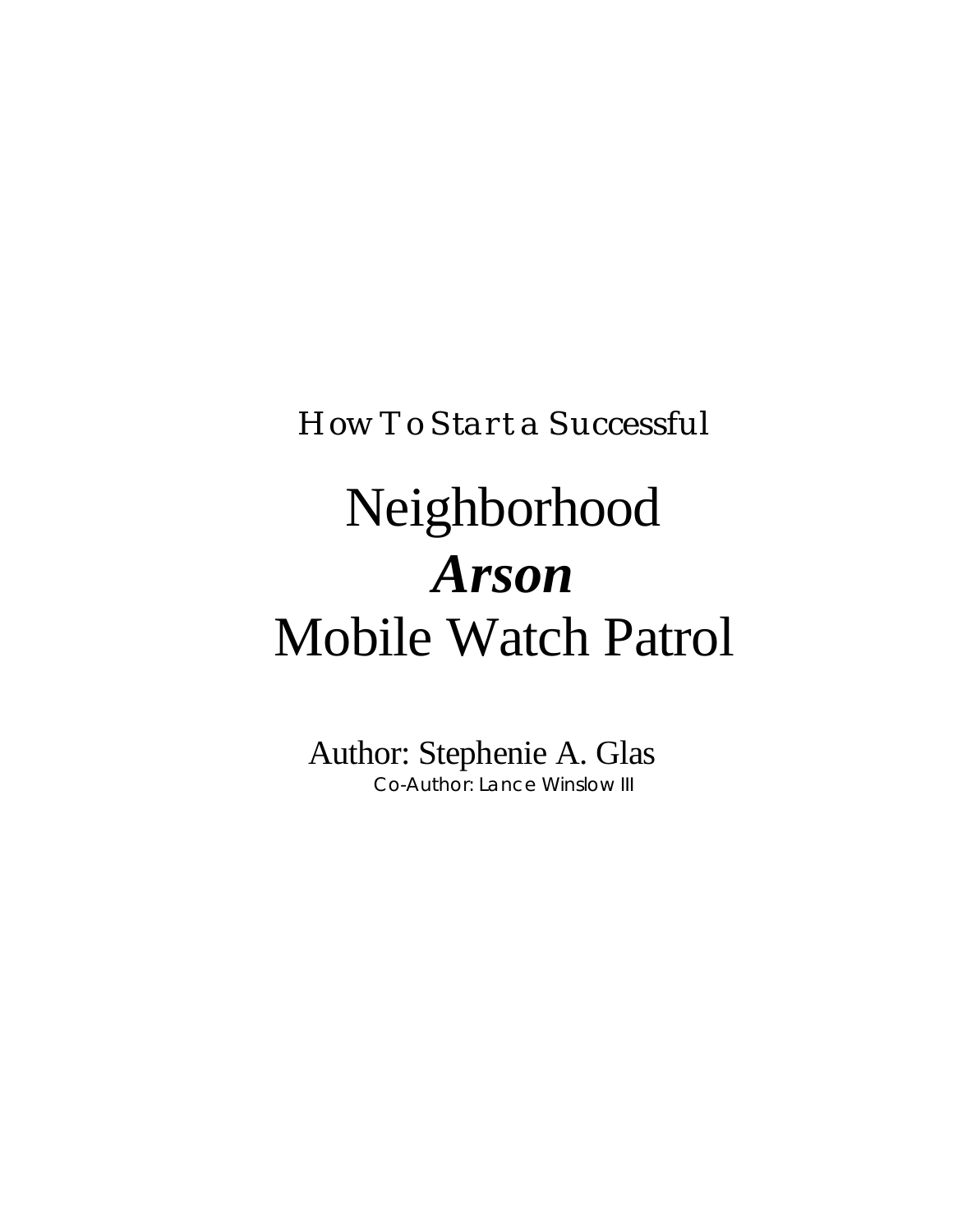*How To Start a Successful*

# Neighborhood
# ***Arson***
# Mobile Watch Patrol

Author: Stephenie A. Glas

Co-Author: Lance Winslow III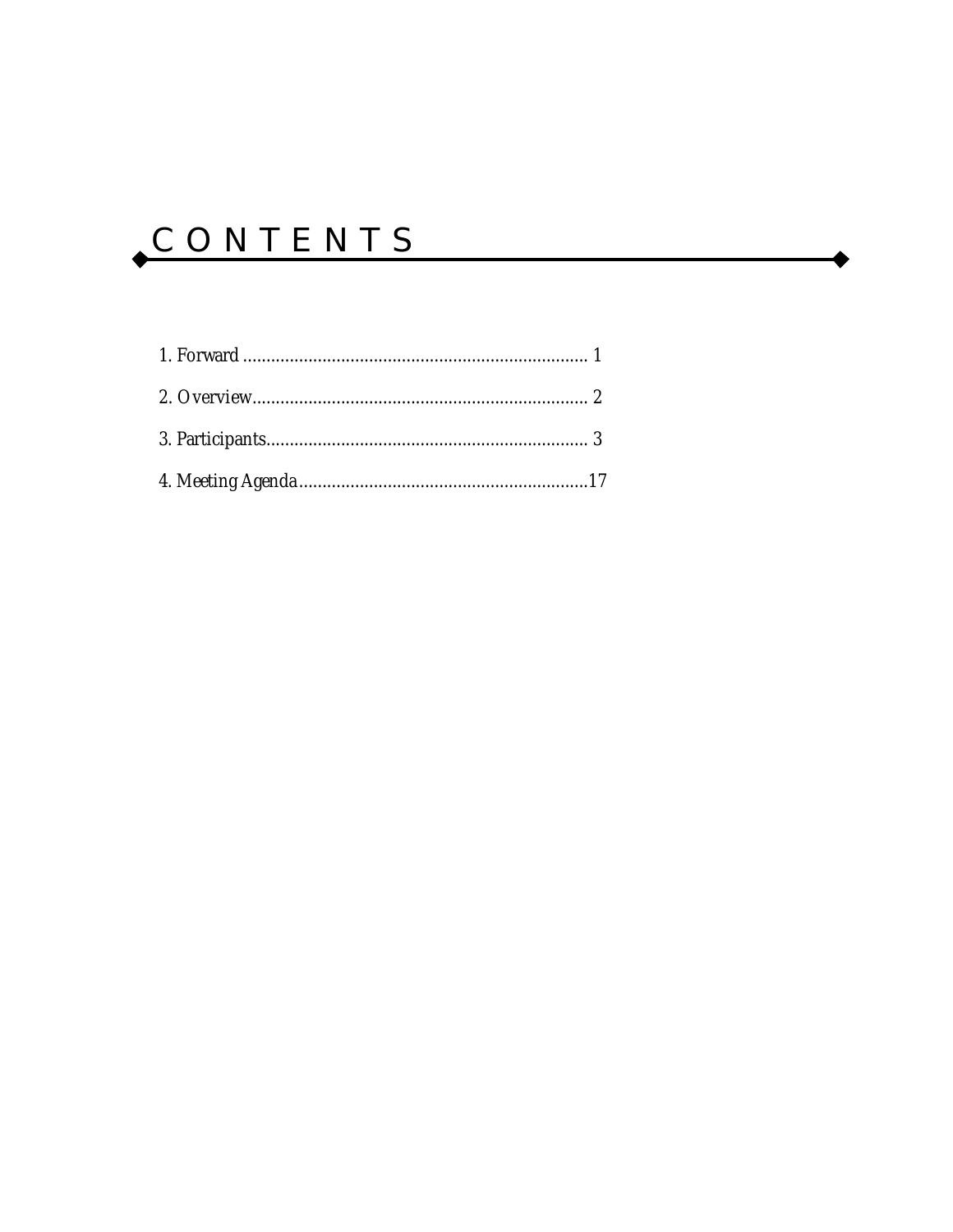# CONTENTS

1. Forward ........................................................................ 1

2. Overview....................................................................... 2

3. Participants.................................................................... 3

4. Meeting Agenda.............................................................17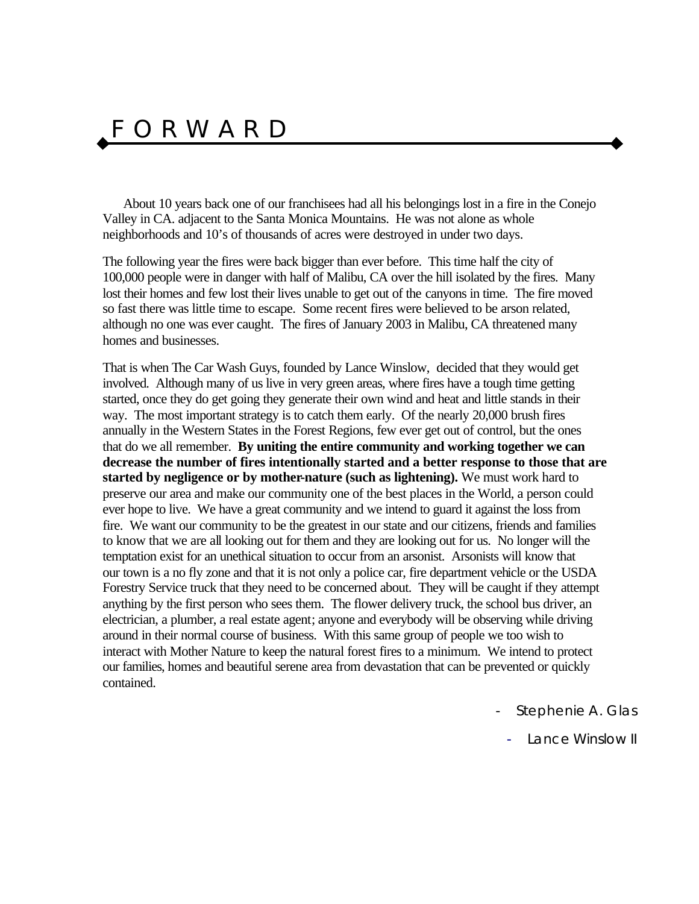# FORWARD

About 10 years back one of our franchisees had all his belongings lost in a fire in the Conejo Valley in CA. adjacent to the Santa Monica Mountains. He was not alone as whole neighborhoods and 10's of thousands of acres were destroyed in under two days.

The following year the fires were back bigger than ever before. This time half the city of 100,000 people were in danger with half of Malibu, CA over the hill isolated by the fires. Many lost their homes and few lost their lives unable to get out of the canyons in time. The fire moved so fast there was little time to escape. Some recent fires were believed to be arson related, although no one was ever caught. The fires of January 2003 in Malibu, CA threatened many homes and businesses.

That is when The Car Wash Guys, founded by Lance Winslow, decided that they would get involved. Although many of us live in very green areas, where fires have a tough time getting started, once they do get going they generate their own wind and heat and little stands in their way. The most important strategy is to catch them early. Of the nearly 20,000 brush fires annually in the Western States in the Forest Regions, few ever get out of control, but the ones that do we all remember. **By uniting the entire community and working together we can decrease the number of fires intentionally started and a better response to those that are started by negligence or by mother-nature (such as lightening).** We must work hard to preserve our area and make our community one of the best places in the World, a person could ever hope to live. We have a great community and we intend to guard it against the loss from fire. We want our community to be the greatest in our state and our citizens, friends and families to know that we are all looking out for them and they are looking out for us. No longer will the temptation exist for an unethical situation to occur from an arsonist. Arsonists will know that our town is a no fly zone and that it is not only a police car, fire department vehicle or the USDA Forestry Service truck that they need to be concerned about. They will be caught if they attempt anything by the first person who sees them. The flower delivery truck, the school bus driver, an electrician, a plumber, a real estate agent; anyone and everybody will be observing while driving around in their normal course of business. With this same group of people we too wish to interact with Mother Nature to keep the natural forest fires to a minimum. We intend to protect our families, homes and beautiful serene area from devastation that can be prevented or quickly contained.

- Stephenie A. Glas
- Lance Winslow II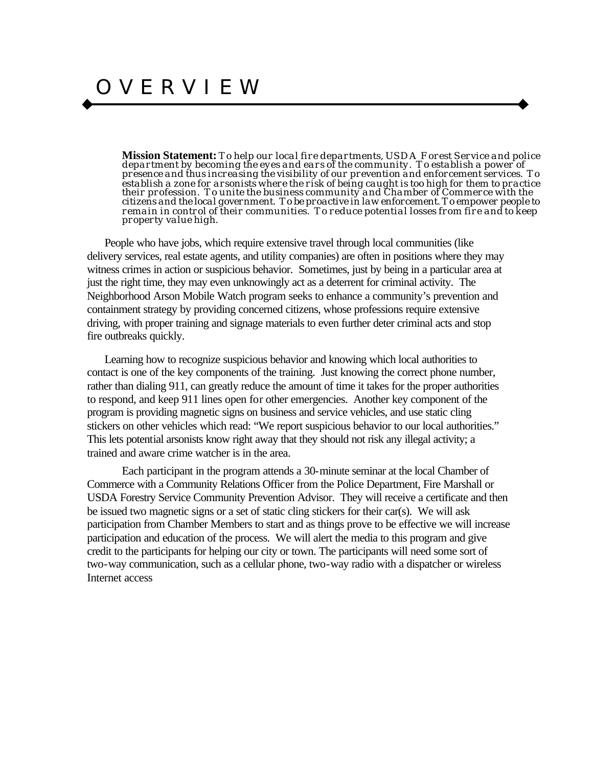# OVERVIEW

**Mission Statement:** *To help our local fire departments, USDA Forest Service and police department by becoming the eyes and ears of the community. To establish a power of presence and thus increasing the visibility of our prevention and enforcement services. To establish a zone for arsonists where the risk of being caught is too high for them to practice their profession. To unite the business community and Chamber of Commerce with the citizens and the local government. To be proactive in law enforcement. To empower people to remain in control of their communities. To reduce potential losses from fire and to keep property value high.*

People who have jobs, which require extensive travel through local communities (like delivery services, real estate agents, and utility companies) are often in positions where they may witness crimes in action or suspicious behavior. Sometimes, just by being in a particular area at just the right time, they may even unknowingly act as a deterrent for criminal activity. The Neighborhood Arson Mobile Watch program seeks to enhance a community's prevention and containment strategy by providing concerned citizens, whose professions require extensive driving, with proper training and signage materials to even further deter criminal acts and stop fire outbreaks quickly.

Learning how to recognize suspicious behavior and knowing which local authorities to contact is one of the key components of the training. Just knowing the correct phone number, rather than dialing 911, can greatly reduce the amount of time it takes for the proper authorities to respond, and keep 911 lines open for other emergencies. Another key component of the program is providing magnetic signs on business and service vehicles, and use static cling stickers on other vehicles which read: "We report suspicious behavior to our local authorities." This lets potential arsonists know right away that they should not risk any illegal activity; a trained and aware crime watcher is in the area.

Each participant in the program attends a 30-minute seminar at the local Chamber of Commerce with a Community Relations Officer from the Police Department, Fire Marshall or USDA Forestry Service Community Prevention Advisor. They will receive a certificate and then be issued two magnetic signs or a set of static cling stickers for their car(s). We will ask participation from Chamber Members to start and as things prove to be effective we will increase participation and education of the process. We will alert the media to this program and give credit to the participants for helping our city or town. The participants will need some sort of two-way communication, such as a cellular phone, two-way radio with a dispatcher or wireless Internet access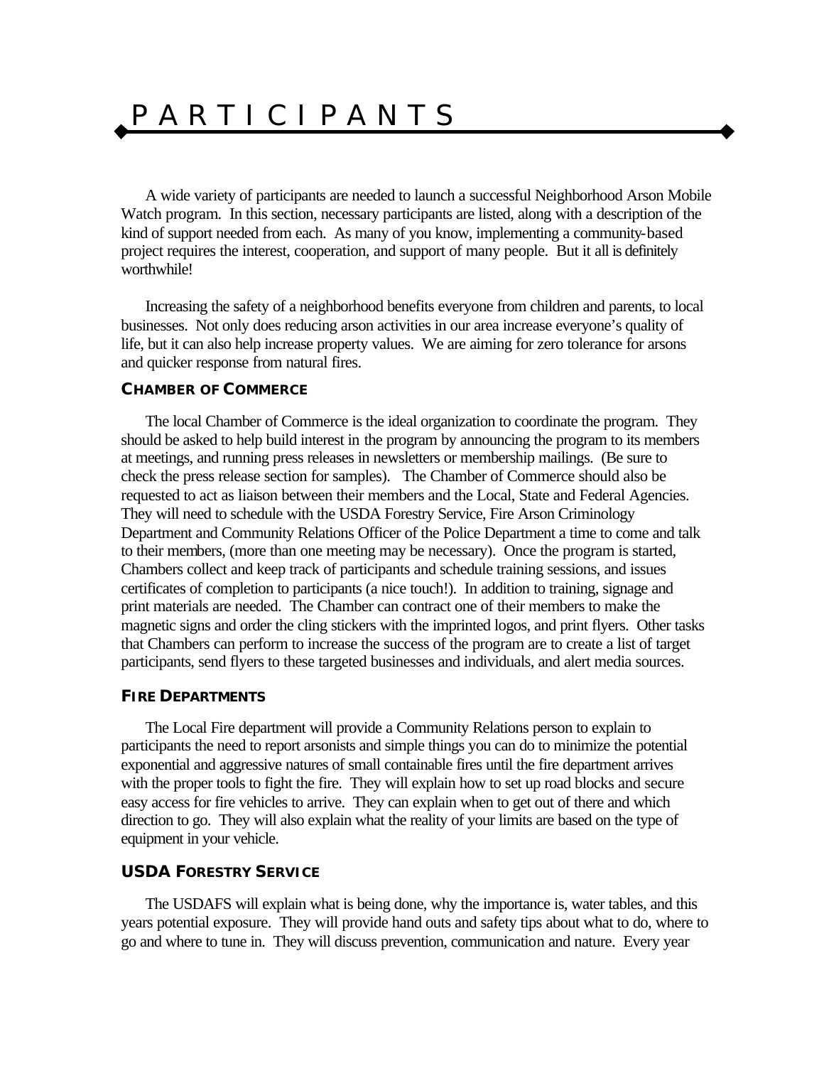# PARTICIPANTS

A wide variety of participants are needed to launch a successful Neighborhood Arson Mobile Watch program. In this section, necessary participants are listed, along with a description of the kind of support needed from each. As many of you know, implementing a community-based project requires the interest, cooperation, and support of many people. But it all is definitely worthwhile!

Increasing the safety of a neighborhood benefits everyone from children and parents, to local businesses. Not only does reducing arson activities in our area increase everyone's quality of life, but it can also help increase property values. We are aiming for zero tolerance for arsons and quicker response from natural fires.

### CHAMBER OF COMMERCE

The local Chamber of Commerce is the ideal organization to coordinate the program. They should be asked to help build interest in the program by announcing the program to its members at meetings, and running press releases in newsletters or membership mailings. (Be sure to check the press release section for samples). The Chamber of Commerce should also be requested to act as liaison between their members and the Local, State and Federal Agencies. They will need to schedule with the USDA Forestry Service, Fire Arson Criminology Department and Community Relations Officer of the Police Department a time to come and talk to their members, (more than one meeting may be necessary). Once the program is started, Chambers collect and keep track of participants and schedule training sessions, and issues certificates of completion to participants (a nice touch!). In addition to training, signage and print materials are needed. The Chamber can contract one of their members to make the magnetic signs and order the cling stickers with the imprinted logos, and print flyers. Other tasks that Chambers can perform to increase the success of the program are to create a list of target participants, send flyers to these targeted businesses and individuals, and alert media sources.

### FIRE DEPARTMENTS

The Local Fire department will provide a Community Relations person to explain to participants the need to report arsonists and simple things you can do to minimize the potential exponential and aggressive natures of small containable fires until the fire department arrives with the proper tools to fight the fire. They will explain how to set up road blocks and secure easy access for fire vehicles to arrive. They can explain when to get out of there and which direction to go. They will also explain what the reality of your limits are based on the type of equipment in your vehicle.

### USDA FORESTRY SERVICE

The USDAFS will explain what is being done, why the importance is, water tables, and this years potential exposure. They will provide hand outs and safety tips about what to do, where to go and where to tune in. They will discuss prevention, communication and nature. Every year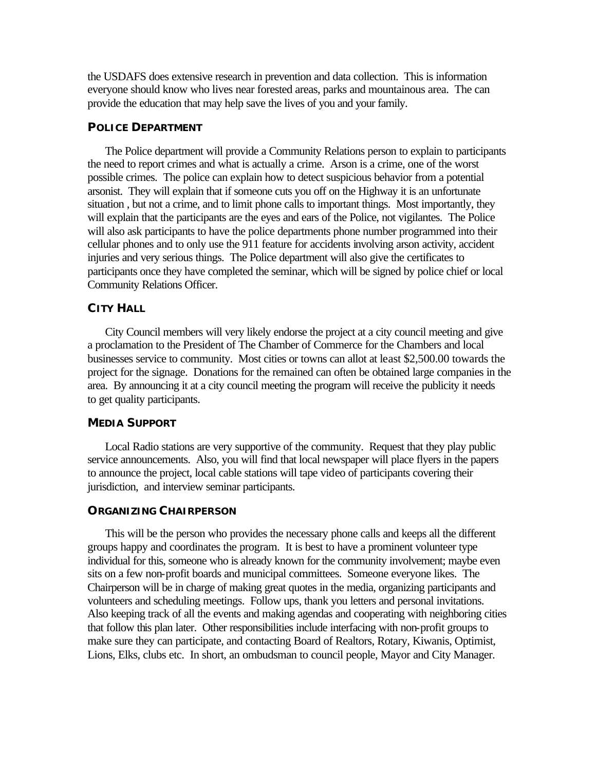the USDAFS does extensive research in prevention and data collection. This is information everyone should know who lives near forested areas, parks and mountainous area. The can provide the education that may help save the lives of you and your family.

### POLICE DEPARTMENT

The Police department will provide a Community Relations person to explain to participants the need to report crimes and what is actually a crime. Arson is a crime, one of the worst possible crimes. The police can explain how to detect suspicious behavior from a potential arsonist. They will explain that if someone cuts you off on the Highway it is an unfortunate situation , but not a crime, and to limit phone calls to important things. Most importantly, they will explain that the participants are the eyes and ears of the Police, not vigilantes. The Police will also ask participants to have the police departments phone number programmed into their cellular phones and to only use the 911 feature for accidents involving arson activity, accident injuries and very serious things. The Police department will also give the certificates to participants once they have completed the seminar, which will be signed by police chief or local Community Relations Officer.

### CITY HALL

City Council members will very likely endorse the project at a city council meeting and give a proclamation to the President of The Chamber of Commerce for the Chambers and local businesses service to community. Most cities or towns can allot at least $2,500.00 towards the project for the signage. Donations for the remained can often be obtained large companies in the area. By announcing it at a city council meeting the program will receive the publicity it needs to get quality participants.

### MEDIA SUPPORT

Local Radio stations are very supportive of the community. Request that they play public service announcements. Also, you will find that local newspaper will place flyers in the papers to announce the project, local cable stations will tape video of participants covering their jurisdiction, and interview seminar participants.

### ORGANIZING CHAIRPERSON

This will be the person who provides the necessary phone calls and keeps all the different groups happy and coordinates the program. It is best to have a prominent volunteer type individual for this, someone who is already known for the community involvement; maybe even sits on a few non-profit boards and municipal committees. Someone everyone likes. The Chairperson will be in charge of making great quotes in the media, organizing participants and volunteers and scheduling meetings. Follow ups, thank you letters and personal invitations. Also keeping track of all the events and making agendas and cooperating with neighboring cities that follow this plan later. Other responsibilities include interfacing with non-profit groups to make sure they can participate, and contacting Board of Realtors, Rotary, Kiwanis, Optimist, Lions, Elks, clubs etc. In short, an ombudsman to council people, Mayor and City Manager.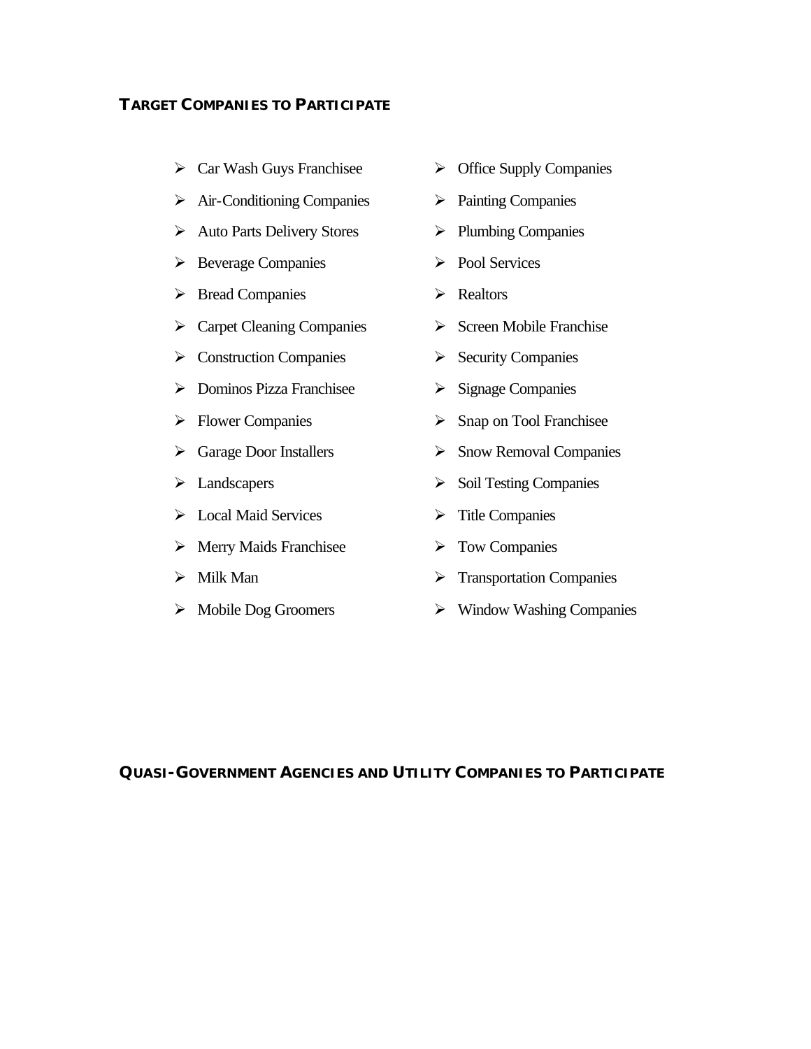## TARGET COMPANIES TO PARTICIPATE

- Car Wash Guys Franchisee
- Air-Conditioning Companies
- Auto Parts Delivery Stores
- Beverage Companies
- Bread Companies
- Carpet Cleaning Companies
- Construction Companies
- Dominos Pizza Franchisee
- Flower Companies
- Garage Door Installers
- Landscapers
- Local Maid Services
- Merry Maids Franchisee
- Milk Man
- Mobile Dog Groomers
- Office Supply Companies
- Painting Companies
- Plumbing Companies
- Pool Services
- Realtors
- Screen Mobile Franchise
- Security Companies
- Signage Companies
- Snap on Tool Franchisee
- Snow Removal Companies
- Soil Testing Companies
- Title Companies
- Tow Companies
- Transportation Companies
- Window Washing Companies

## QUASI-GOVERNMENT AGENCIES AND UTILITY COMPANIES TO PARTICIPATE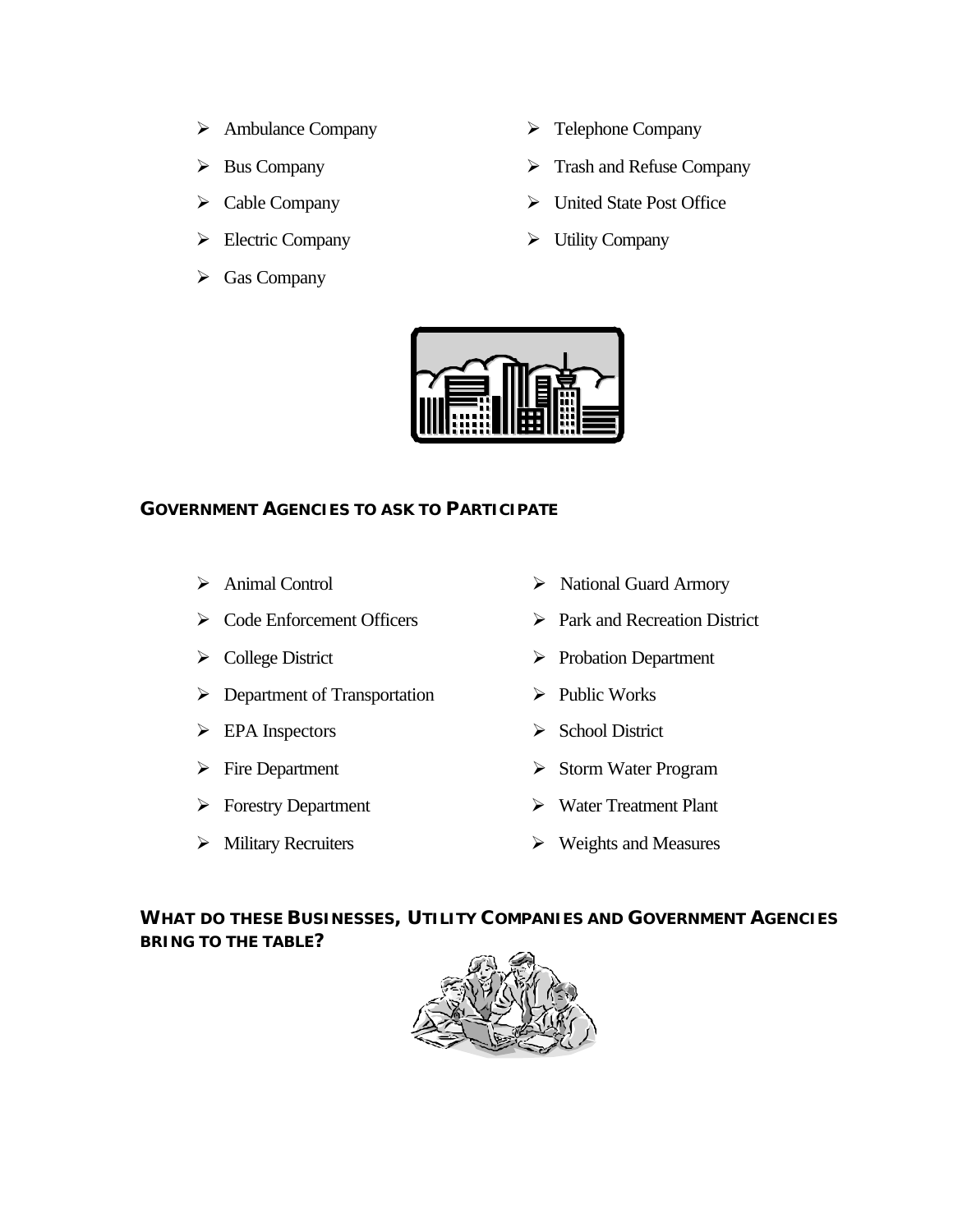- Ambulance Company
- Bus Company
- Cable Company
- Electric Company
- Gas Company
- Telephone Company
- Trash and Refuse Company
- United State Post Office
- Utility Company

## GOVERNMENT AGENCIES TO ASK TO PARTICIPATE

- Animal Control
- Code Enforcement Officers
- College District
- Department of Transportation
- EPA Inspectors
- Fire Department
- Forestry Department
- Military Recruiters
- National Guard Armory
- Park and Recreation District
- Probation Department
- Public Works
- School District
- Storm Water Program
- Water Treatment Plant
- Weights and Measures

## WHAT DO THESE BUSINESSES, UTILITY COMPANIES AND GOVERNMENT AGENCIES BRING TO THE TABLE?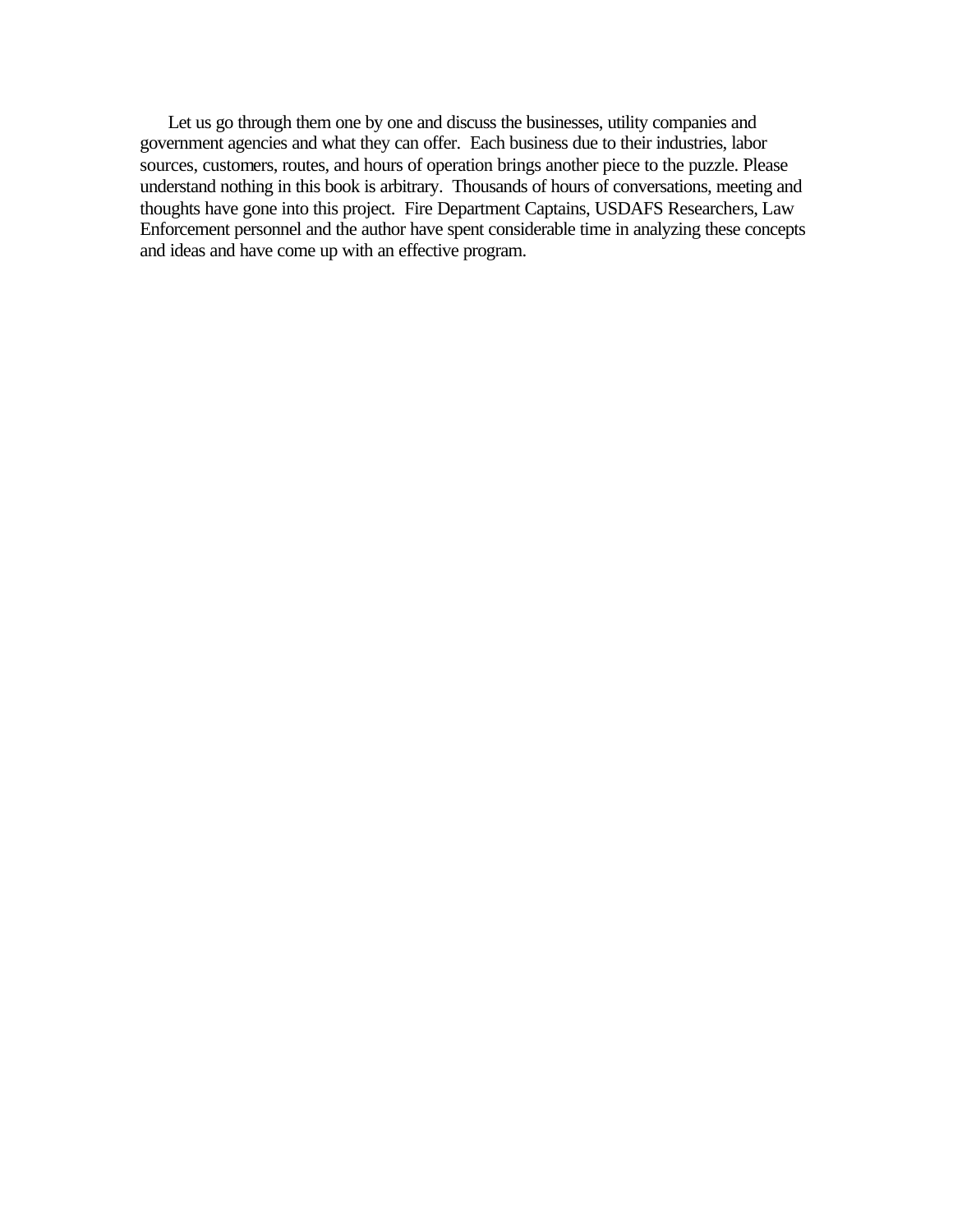Let us go through them one by one and discuss the businesses, utility companies and government agencies and what they can offer. Each business due to their industries, labor sources, customers, routes, and hours of operation brings another piece to the puzzle. Please understand nothing in this book is arbitrary. Thousands of hours of conversations, meeting and thoughts have gone into this project. Fire Department Captains, USDAFS Researchers, Law Enforcement personnel and the author have spent considerable time in analyzing these concepts and ideas and have come up with an effective program.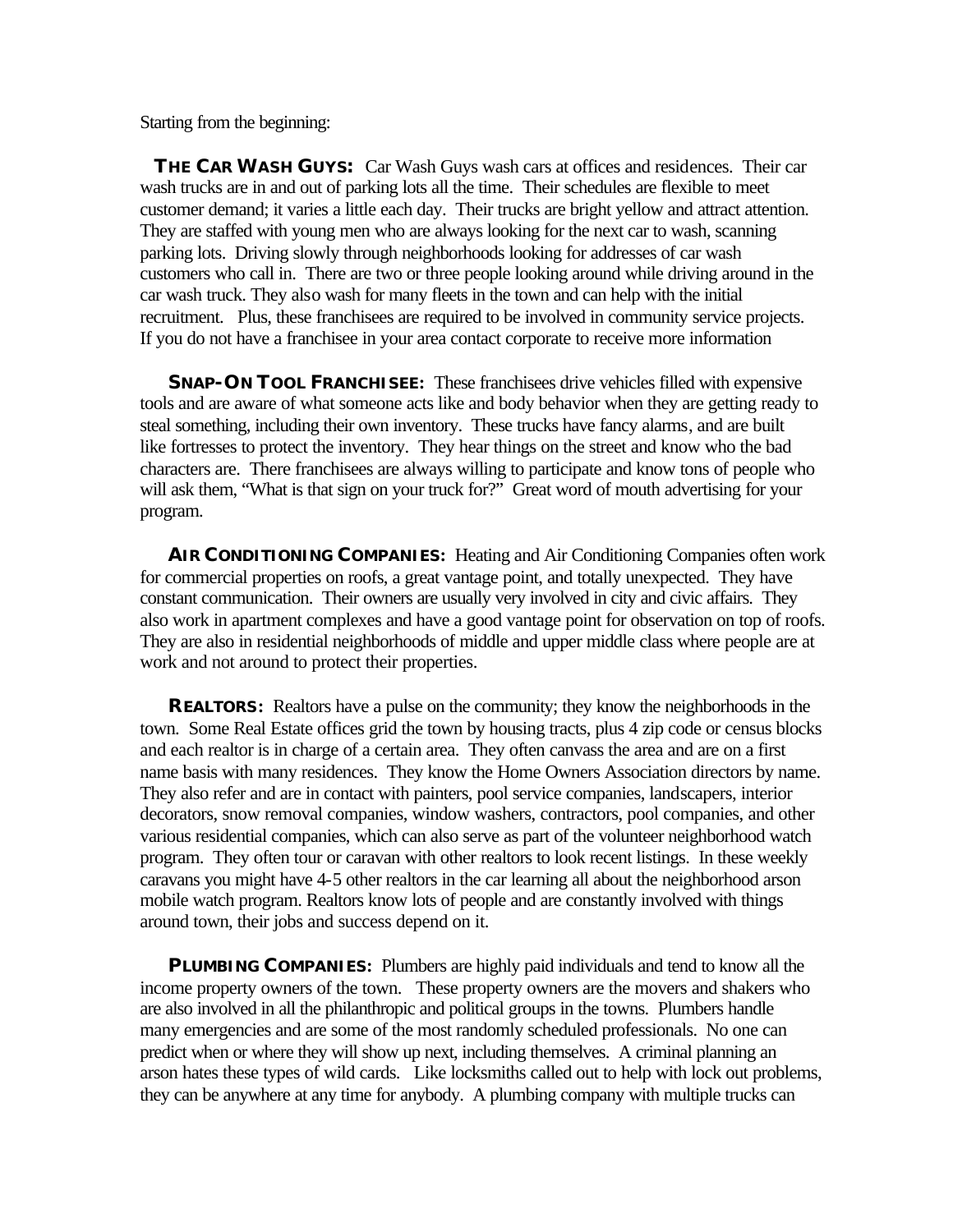Starting from the beginning:

**THE CAR WASH GUYS:** Car Wash Guys wash cars at offices and residences. Their car wash trucks are in and out of parking lots all the time. Their schedules are flexible to meet customer demand; it varies a little each day. Their trucks are bright yellow and attract attention. They are staffed with young men who are always looking for the next car to wash, scanning parking lots. Driving slowly through neighborhoods looking for addresses of car wash customers who call in. There are two or three people looking around while driving around in the car wash truck. They also wash for many fleets in the town and can help with the initial recruitment. Plus, these franchisees are required to be involved in community service projects. If you do not have a franchisee in your area contact corporate to receive more information

**SNAP-ON TOOL FRANCHISEE:** These franchisees drive vehicles filled with expensive tools and are aware of what someone acts like and body behavior when they are getting ready to steal something, including their own inventory. These trucks have fancy alarms, and are built like fortresses to protect the inventory. They hear things on the street and know who the bad characters are. There franchisees are always willing to participate and know tons of people who will ask them, "What is that sign on your truck for?" Great word of mouth advertising for your program.

**AIR CONDITIONING COMPANIES:** Heating and Air Conditioning Companies often work for commercial properties on roofs, a great vantage point, and totally unexpected. They have constant communication. Their owners are usually very involved in city and civic affairs. They also work in apartment complexes and have a good vantage point for observation on top of roofs. They are also in residential neighborhoods of middle and upper middle class where people are at work and not around to protect their properties.

**REALTORS:** Realtors have a pulse on the community; they know the neighborhoods in the town. Some Real Estate offices grid the town by housing tracts, plus 4 zip code or census blocks and each realtor is in charge of a certain area. They often canvass the area and are on a first name basis with many residences. They know the Home Owners Association directors by name. They also refer and are in contact with painters, pool service companies, landscapers, interior decorators, snow removal companies, window washers, contractors, pool companies, and other various residential companies, which can also serve as part of the volunteer neighborhood watch program. They often tour or caravan with other realtors to look recent listings. In these weekly caravans you might have 4-5 other realtors in the car learning all about the neighborhood arson mobile watch program. Realtors know lots of people and are constantly involved with things around town, their jobs and success depend on it.

**PLUMBING COMPANIES:** Plumbers are highly paid individuals and tend to know all the income property owners of the town. These property owners are the movers and shakers who are also involved in all the philanthropic and political groups in the towns. Plumbers handle many emergencies and are some of the most randomly scheduled professionals. No one can predict when or where they will show up next, including themselves. A criminal planning an arson hates these types of wild cards. Like locksmiths called out to help with lock out problems, they can be anywhere at any time for anybody. A plumbing company with multiple trucks can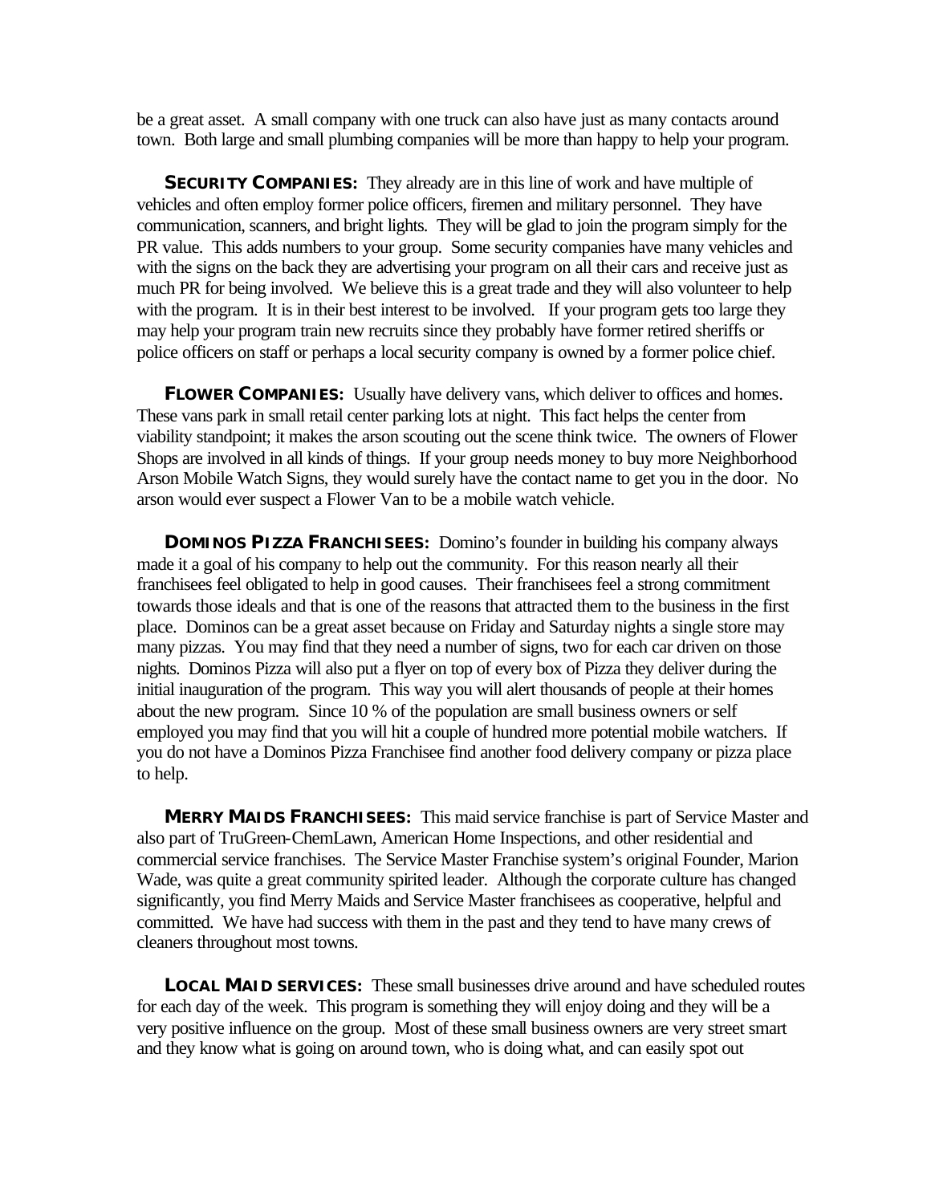be a great asset. A small company with one truck can also have just as many contacts around town. Both large and small plumbing companies will be more than happy to help your program.

**SECURITY COMPANIES:** They already are in this line of work and have multiple of vehicles and often employ former police officers, firemen and military personnel. They have communication, scanners, and bright lights. They will be glad to join the program simply for the PR value. This adds numbers to your group. Some security companies have many vehicles and with the signs on the back they are advertising your program on all their cars and receive just as much PR for being involved. We believe this is a great trade and they will also volunteer to help with the program. It is in their best interest to be involved. If your program gets too large they may help your program train new recruits since they probably have former retired sheriffs or police officers on staff or perhaps a local security company is owned by a former police chief.

**FLOWER COMPANIES:** Usually have delivery vans, which deliver to offices and homes. These vans park in small retail center parking lots at night. This fact helps the center from viability standpoint; it makes the arson scouting out the scene think twice. The owners of Flower Shops are involved in all kinds of things. If your group needs money to buy more Neighborhood Arson Mobile Watch Signs, they would surely have the contact name to get you in the door. No arson would ever suspect a Flower Van to be a mobile watch vehicle.

**DOMINOS PIZZA FRANCHISEES:** Domino's founder in building his company always made it a goal of his company to help out the community. For this reason nearly all their franchisees feel obligated to help in good causes. Their franchisees feel a strong commitment towards those ideals and that is one of the reasons that attracted them to the business in the first place. Dominos can be a great asset because on Friday and Saturday nights a single store may many pizzas. You may find that they need a number of signs, two for each car driven on those nights. Dominos Pizza will also put a flyer on top of every box of Pizza they deliver during the initial inauguration of the program. This way you will alert thousands of people at their homes about the new program. Since 10 % of the population are small business owners or self employed you may find that you will hit a couple of hundred more potential mobile watchers. If you do not have a Dominos Pizza Franchisee find another food delivery company or pizza place to help.

**MERRY MAIDS FRANCHISEES:** This maid service franchise is part of Service Master and also part of TruGreen-ChemLawn, American Home Inspections, and other residential and commercial service franchises. The Service Master Franchise system's original Founder, Marion Wade, was quite a great community spirited leader. Although the corporate culture has changed significantly, you find Merry Maids and Service Master franchisees as cooperative, helpful and committed. We have had success with them in the past and they tend to have many crews of cleaners throughout most towns.

**LOCAL MAID SERVICES:** These small businesses drive around and have scheduled routes for each day of the week. This program is something they will enjoy doing and they will be a very positive influence on the group. Most of these small business owners are very street smart and they know what is going on around town, who is doing what, and can easily spot out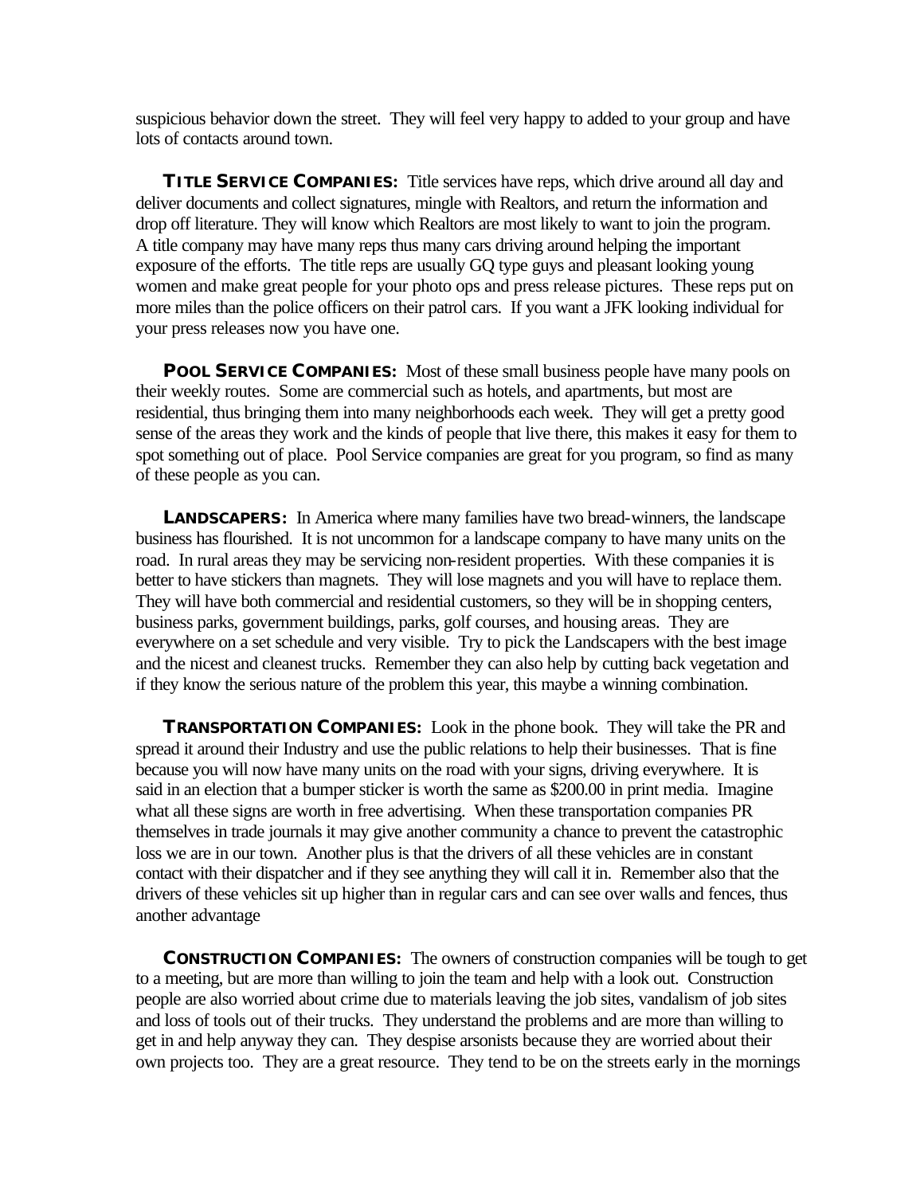suspicious behavior down the street. They will feel very happy to added to your group and have lots of contacts around town.

**TITLE SERVICE COMPANIES:** Title services have reps, which drive around all day and deliver documents and collect signatures, mingle with Realtors, and return the information and drop off literature. They will know which Realtors are most likely to want to join the program. A title company may have many reps thus many cars driving around helping the important exposure of the efforts. The title reps are usually GQ type guys and pleasant looking young women and make great people for your photo ops and press release pictures. These reps put on more miles than the police officers on their patrol cars. If you want a JFK looking individual for your press releases now you have one.

**POOL SERVICE COMPANIES:** Most of these small business people have many pools on their weekly routes. Some are commercial such as hotels, and apartments, but most are residential, thus bringing them into many neighborhoods each week. They will get a pretty good sense of the areas they work and the kinds of people that live there, this makes it easy for them to spot something out of place. Pool Service companies are great for you program, so find as many of these people as you can.

**LANDSCAPERS:** In America where many families have two bread-winners, the landscape business has flourished. It is not uncommon for a landscape company to have many units on the road. In rural areas they may be servicing non-resident properties. With these companies it is better to have stickers than magnets. They will lose magnets and you will have to replace them. They will have both commercial and residential customers, so they will be in shopping centers, business parks, government buildings, parks, golf courses, and housing areas. They are everywhere on a set schedule and very visible. Try to pick the Landscapers with the best image and the nicest and cleanest trucks. Remember they can also help by cutting back vegetation and if they know the serious nature of the problem this year, this maybe a winning combination.

**TRANSPORTATION COMPANIES:** Look in the phone book. They will take the PR and spread it around their Industry and use the public relations to help their businesses. That is fine because you will now have many units on the road with your signs, driving everywhere. It is said in an election that a bumper sticker is worth the same as $200.00 in print media. Imagine what all these signs are worth in free advertising. When these transportation companies PR themselves in trade journals it may give another community a chance to prevent the catastrophic loss we are in our town. Another plus is that the drivers of all these vehicles are in constant contact with their dispatcher and if they see anything they will call it in. Remember also that the drivers of these vehicles sit up higher than in regular cars and can see over walls and fences, thus another advantage

**CONSTRUCTION COMPANIES:** The owners of construction companies will be tough to get to a meeting, but are more than willing to join the team and help with a look out. Construction people are also worried about crime due to materials leaving the job sites, vandalism of job sites and loss of tools out of their trucks. They understand the problems and are more than willing to get in and help anyway they can. They despise arsonists because they are worried about their own projects too. They are a great resource. They tend to be on the streets early in the mornings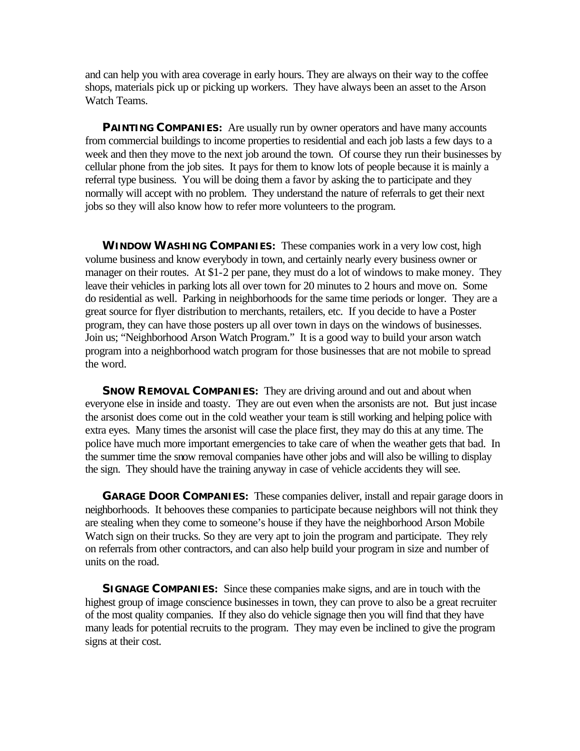and can help you with area coverage in early hours. They are always on their way to the coffee shops, materials pick up or picking up workers. They have always been an asset to the Arson Watch Teams.

**PAINTING COMPANIES:** Are usually run by owner operators and have many accounts from commercial buildings to income properties to residential and each job lasts a few days to a week and then they move to the next job around the town. Of course they run their businesses by cellular phone from the job sites. It pays for them to know lots of people because it is mainly a referral type business. You will be doing them a favor by asking the to participate and they normally will accept with no problem. They understand the nature of referrals to get their next jobs so they will also know how to refer more volunteers to the program.

**WINDOW WASHING COMPANIES:** These companies work in a very low cost, high volume business and know everybody in town, and certainly nearly every business owner or manager on their routes. At $1-2 per pane, they must do a lot of windows to make money. They leave their vehicles in parking lots all over town for 20 minutes to 2 hours and move on. Some do residential as well. Parking in neighborhoods for the same time periods or longer. They are a great source for flyer distribution to merchants, retailers, etc. If you decide to have a Poster program, they can have those posters up all over town in days on the windows of businesses. Join us; "Neighborhood Arson Watch Program." It is a good way to build your arson watch program into a neighborhood watch program for those businesses that are not mobile to spread the word.

**SNOW REMOVAL COMPANIES:** They are driving around and out and about when everyone else in inside and toasty. They are out even when the arsonists are not. But just incase the arsonist does come out in the cold weather your team is still working and helping police with extra eyes. Many times the arsonist will case the place first, they may do this at any time. The police have much more important emergencies to take care of when the weather gets that bad. In the summer time the snow removal companies have other jobs and will also be willing to display the sign. They should have the training anyway in case of vehicle accidents they will see.

**GARAGE DOOR COMPANIES:** These companies deliver, install and repair garage doors in neighborhoods. It behooves these companies to participate because neighbors will not think they are stealing when they come to someone's house if they have the neighborhood Arson Mobile Watch sign on their trucks. So they are very apt to join the program and participate. They rely on referrals from other contractors, and can also help build your program in size and number of units on the road.

**SIGNAGE COMPANIES:** Since these companies make signs, and are in touch with the highest group of image conscience businesses in town, they can prove to also be a great recruiter of the most quality companies. If they also do vehicle signage then you will find that they have many leads for potential recruits to the program. They may even be inclined to give the program signs at their cost.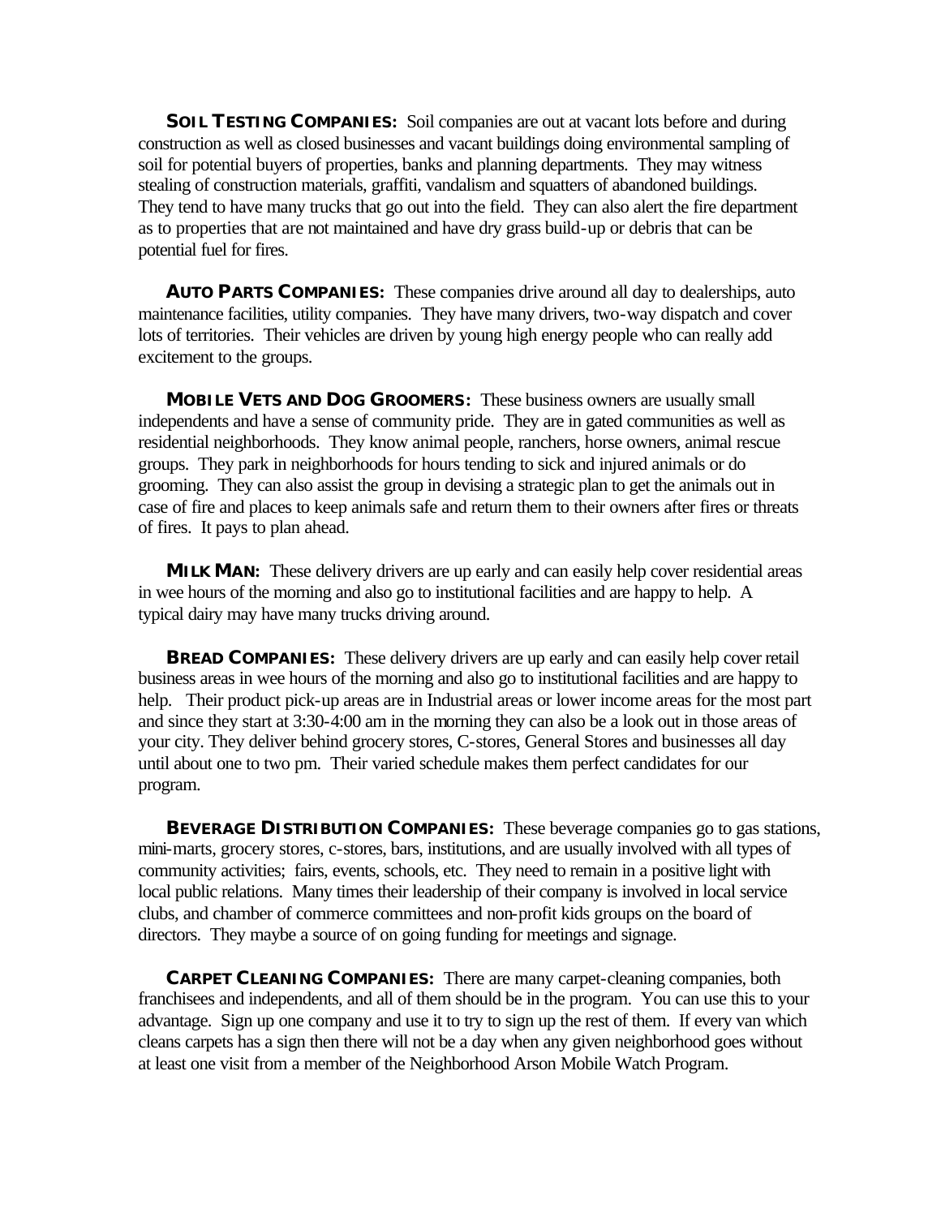**SOIL TESTING COMPANIES:** Soil companies are out at vacant lots before and during construction as well as closed businesses and vacant buildings doing environmental sampling of soil for potential buyers of properties, banks and planning departments. They may witness stealing of construction materials, graffiti, vandalism and squatters of abandoned buildings. They tend to have many trucks that go out into the field. They can also alert the fire department as to properties that are not maintained and have dry grass build-up or debris that can be potential fuel for fires.

**AUTO PARTS COMPANIES:** These companies drive around all day to dealerships, auto maintenance facilities, utility companies. They have many drivers, two-way dispatch and cover lots of territories. Their vehicles are driven by young high energy people who can really add excitement to the groups.

**MOBILE VETS AND DOG GROOMERS:** These business owners are usually small independents and have a sense of community pride. They are in gated communities as well as residential neighborhoods. They know animal people, ranchers, horse owners, animal rescue groups. They park in neighborhoods for hours tending to sick and injured animals or do grooming. They can also assist the group in devising a strategic plan to get the animals out in case of fire and places to keep animals safe and return them to their owners after fires or threats of fires. It pays to plan ahead.

**MILK MAN:** These delivery drivers are up early and can easily help cover residential areas in wee hours of the morning and also go to institutional facilities and are happy to help. A typical dairy may have many trucks driving around.

**BREAD COMPANIES:** These delivery drivers are up early and can easily help cover retail business areas in wee hours of the morning and also go to institutional facilities and are happy to help. Their product pick-up areas are in Industrial areas or lower income areas for the most part and since they start at 3:30-4:00 am in the morning they can also be a look out in those areas of your city. They deliver behind grocery stores, C-stores, General Stores and businesses all day until about one to two pm. Their varied schedule makes them perfect candidates for our program.

**BEVERAGE DISTRIBUTION COMPANIES:** These beverage companies go to gas stations, mini-marts, grocery stores, c-stores, bars, institutions, and are usually involved with all types of community activities; fairs, events, schools, etc. They need to remain in a positive light with local public relations. Many times their leadership of their company is involved in local service clubs, and chamber of commerce committees and non-profit kids groups on the board of directors. They maybe a source of on going funding for meetings and signage.

**CARPET CLEANING COMPANIES:** There are many carpet-cleaning companies, both franchisees and independents, and all of them should be in the program. You can use this to your advantage. Sign up one company and use it to try to sign up the rest of them. If every van which cleans carpets has a sign then there will not be a day when any given neighborhood goes without at least one visit from a member of the Neighborhood Arson Mobile Watch Program.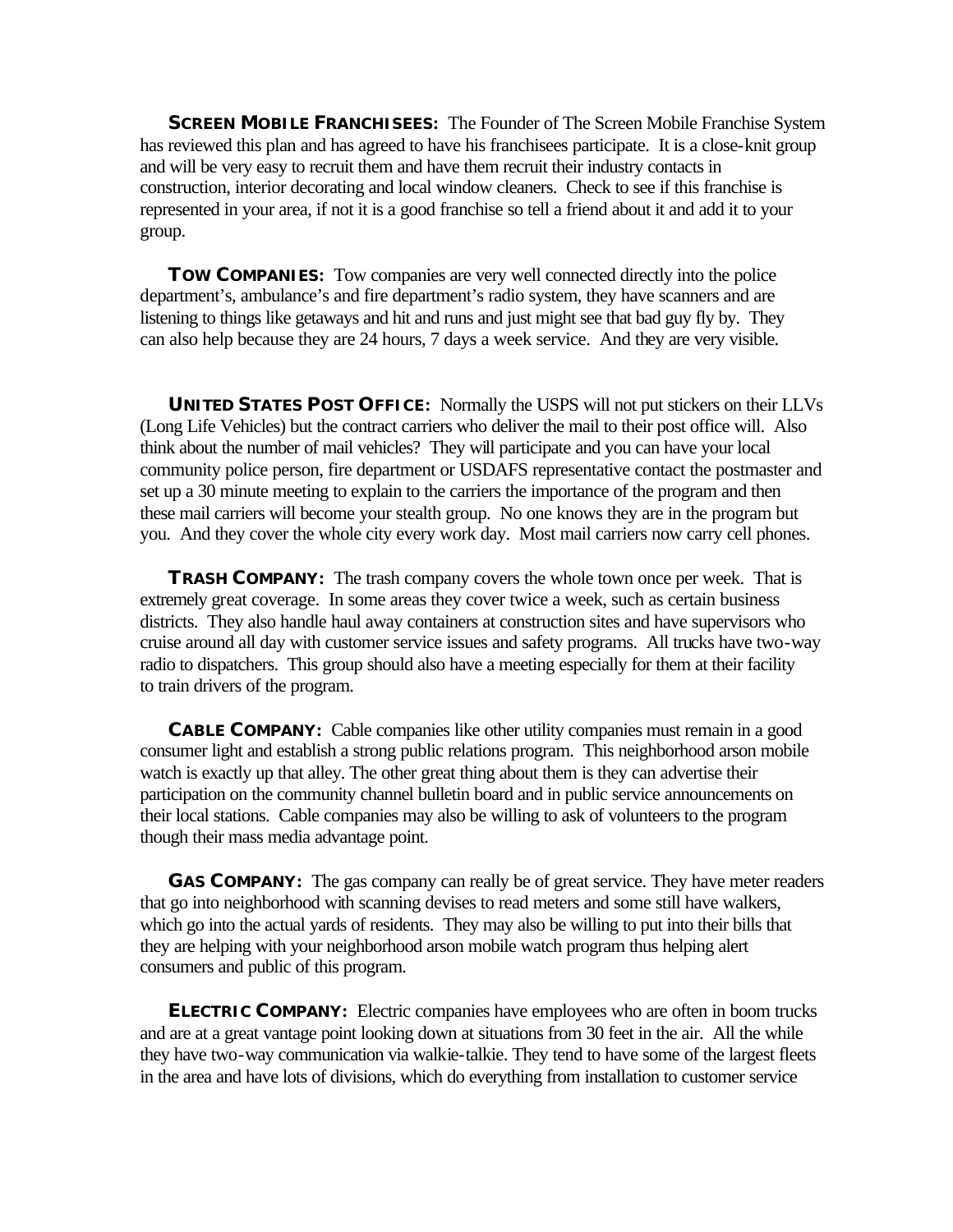**SCREEN MOBILE FRANCHISEES:** The Founder of The Screen Mobile Franchise System has reviewed this plan and has agreed to have his franchisees participate. It is a close-knit group and will be very easy to recruit them and have them recruit their industry contacts in construction, interior decorating and local window cleaners. Check to see if this franchise is represented in your area, if not it is a good franchise so tell a friend about it and add it to your group.

**TOW COMPANIES:** Tow companies are very well connected directly into the police department's, ambulance's and fire department's radio system, they have scanners and are listening to things like getaways and hit and runs and just might see that bad guy fly by. They can also help because they are 24 hours, 7 days a week service. And they are very visible.

**UNITED STATES POST OFFICE:** Normally the USPS will not put stickers on their LLVs (Long Life Vehicles) but the contract carriers who deliver the mail to their post office will. Also think about the number of mail vehicles? They will participate and you can have your local community police person, fire department or USDAFS representative contact the postmaster and set up a 30 minute meeting to explain to the carriers the importance of the program and then these mail carriers will become your stealth group. No one knows they are in the program but you. And they cover the whole city every work day. Most mail carriers now carry cell phones.

**TRASH COMPANY:** The trash company covers the whole town once per week. That is extremely great coverage. In some areas they cover twice a week, such as certain business districts. They also handle haul away containers at construction sites and have supervisors who cruise around all day with customer service issues and safety programs. All trucks have two-way radio to dispatchers. This group should also have a meeting especially for them at their facility to train drivers of the program.

**CABLE COMPANY:** Cable companies like other utility companies must remain in a good consumer light and establish a strong public relations program. This neighborhood arson mobile watch is exactly up that alley. The other great thing about them is they can advertise their participation on the community channel bulletin board and in public service announcements on their local stations. Cable companies may also be willing to ask of volunteers to the program though their mass media advantage point.

**GAS COMPANY:** The gas company can really be of great service. They have meter readers that go into neighborhood with scanning devises to read meters and some still have walkers, which go into the actual yards of residents. They may also be willing to put into their bills that they are helping with your neighborhood arson mobile watch program thus helping alert consumers and public of this program.

**ELECTRIC COMPANY:** Electric companies have employees who are often in boom trucks and are at a great vantage point looking down at situations from 30 feet in the air. All the while they have two-way communication via walkie-talkie. They tend to have some of the largest fleets in the area and have lots of divisions, which do everything from installation to customer service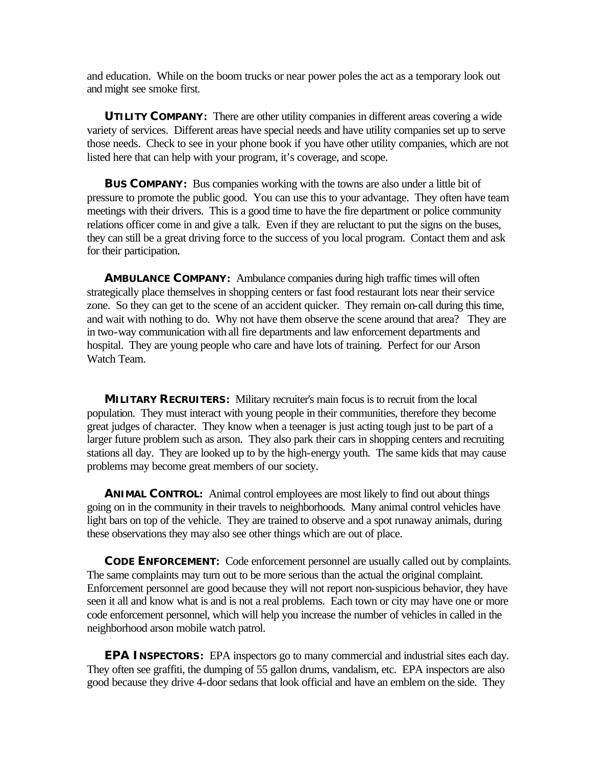and education. While on the boom trucks or near power poles the act as a temporary look out and might see smoke first.

**UTILITY COMPANY:** There are other utility companies in different areas covering a wide variety of services. Different areas have special needs and have utility companies set up to serve those needs. Check to see in your phone book if you have other utility companies, which are not listed here that can help with your program, it's coverage, and scope.

**BUS COMPANY:** Bus companies working with the towns are also under a little bit of pressure to promote the public good. You can use this to your advantage. They often have team meetings with their drivers. This is a good time to have the fire department or police community relations officer come in and give a talk. Even if they are reluctant to put the signs on the buses, they can still be a great driving force to the success of you local program. Contact them and ask for their participation.

**AMBULANCE COMPANY:** Ambulance companies during high traffic times will often strategically place themselves in shopping centers or fast food restaurant lots near their service zone. So they can get to the scene of an accident quicker. They remain on-call during this time, and wait with nothing to do. Why not have them observe the scene around that area? They are in two-way communication with all fire departments and law enforcement departments and hospital. They are young people who care and have lots of training. Perfect for our Arson Watch Team.

**MILITARY RECRUITERS:** Military recruiter's main focus is to recruit from the local population. They must interact with young people in their communities, therefore they become great judges of character. They know when a teenager is just acting tough just to be part of a larger future problem such as arson. They also park their cars in shopping centers and recruiting stations all day. They are looked up to by the high-energy youth. The same kids that may cause problems may become great members of our society.

**ANIMAL CONTROL:** Animal control employees are most likely to find out about things going on in the community in their travels to neighborhoods. Many animal control vehicles have light bars on top of the vehicle. They are trained to observe and a spot runaway animals, during these observations they may also see other things which are out of place.

**CODE ENFORCEMENT:** Code enforcement personnel are usually called out by complaints. The same complaints may turn out to be more serious than the actual the original complaint. Enforcement personnel are good because they will not report non-suspicious behavior, they have seen it all and know what is and is not a real problems. Each town or city may have one or more code enforcement personnel, which will help you increase the number of vehicles in called in the neighborhood arson mobile watch patrol.

**EPA INSPECTORS:** EPA inspectors go to many commercial and industrial sites each day. They often see graffiti, the dumping of 55 gallon drums, vandalism, etc. EPA inspectors are also good because they drive 4-door sedans that look official and have an emblem on the side. They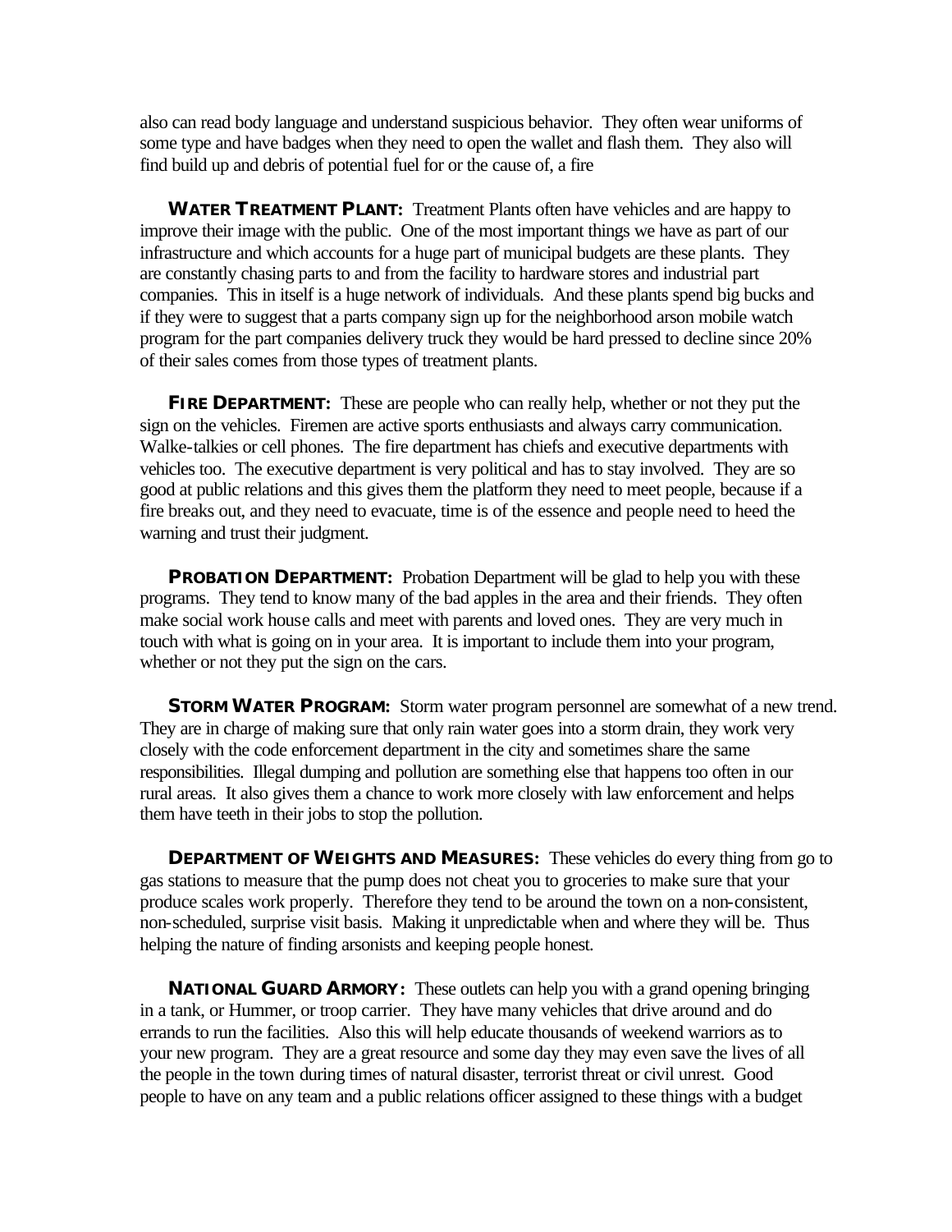also can read body language and understand suspicious behavior. They often wear uniforms of some type and have badges when they need to open the wallet and flash them. They also will find build up and debris of potential fuel for or the cause of, a fire

**WATER TREATMENT PLANT:** Treatment Plants often have vehicles and are happy to improve their image with the public. One of the most important things we have as part of our infrastructure and which accounts for a huge part of municipal budgets are these plants. They are constantly chasing parts to and from the facility to hardware stores and industrial part companies. This in itself is a huge network of individuals. And these plants spend big bucks and if they were to suggest that a parts company sign up for the neighborhood arson mobile watch program for the part companies delivery truck they would be hard pressed to decline since 20% of their sales comes from those types of treatment plants.

**FIRE DEPARTMENT:** These are people who can really help, whether or not they put the sign on the vehicles. Firemen are active sports enthusiasts and always carry communication. Walke-talkies or cell phones. The fire department has chiefs and executive departments with vehicles too. The executive department is very political and has to stay involved. They are so good at public relations and this gives them the platform they need to meet people, because if a fire breaks out, and they need to evacuate, time is of the essence and people need to heed the warning and trust their judgment.

**PROBATION DEPARTMENT:** Probation Department will be glad to help you with these programs. They tend to know many of the bad apples in the area and their friends. They often make social work house calls and meet with parents and loved ones. They are very much in touch with what is going on in your area. It is important to include them into your program, whether or not they put the sign on the cars.

**STORM WATER PROGRAM:** Storm water program personnel are somewhat of a new trend. They are in charge of making sure that only rain water goes into a storm drain, they work very closely with the code enforcement department in the city and sometimes share the same responsibilities. Illegal dumping and pollution are something else that happens too often in our rural areas. It also gives them a chance to work more closely with law enforcement and helps them have teeth in their jobs to stop the pollution.

**DEPARTMENT OF WEIGHTS AND MEASURES:** These vehicles do every thing from go to gas stations to measure that the pump does not cheat you to groceries to make sure that your produce scales work properly. Therefore they tend to be around the town on a non-consistent, non-scheduled, surprise visit basis. Making it unpredictable when and where they will be. Thus helping the nature of finding arsonists and keeping people honest.

**NATIONAL GUARD ARMORY:** These outlets can help you with a grand opening bringing in a tank, or Hummer, or troop carrier. They have many vehicles that drive around and do errands to run the facilities. Also this will help educate thousands of weekend warriors as to your new program. They are a great resource and some day they may even save the lives of all the people in the town during times of natural disaster, terrorist threat or civil unrest. Good people to have on any team and a public relations officer assigned to these things with a budget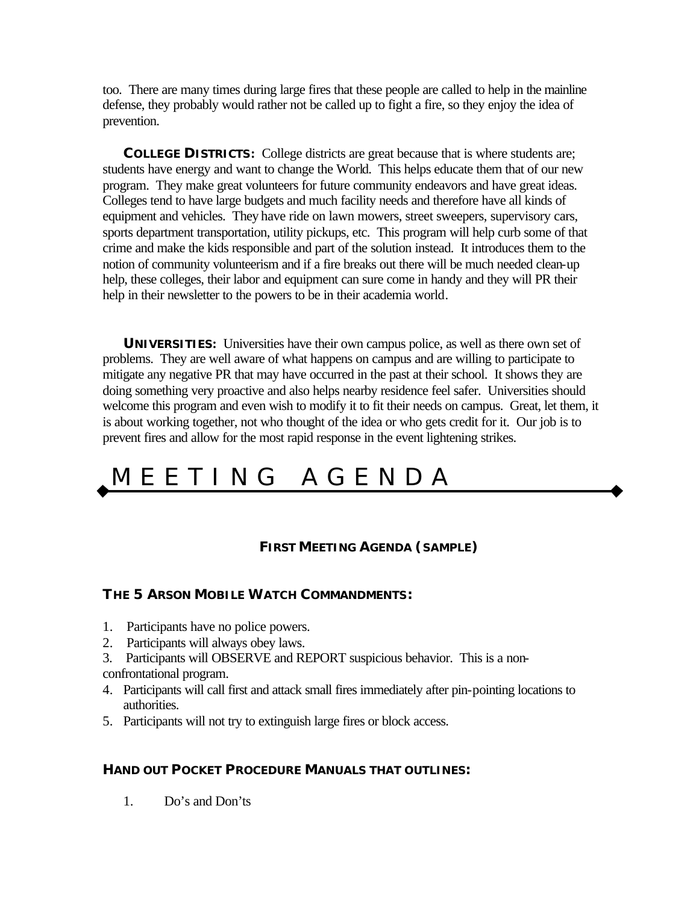too. There are many times during large fires that these people are called to help in the mainline defense, they probably would rather not be called up to fight a fire, so they enjoy the idea of prevention.

**COLLEGE DISTRICTS:** College districts are great because that is where students are; students have energy and want to change the World. This helps educate them that of our new program. They make great volunteers for future community endeavors and have great ideas. Colleges tend to have large budgets and much facility needs and therefore have all kinds of equipment and vehicles. They have ride on lawn mowers, street sweepers, supervisory cars, sports department transportation, utility pickups, etc. This program will help curb some of that crime and make the kids responsible and part of the solution instead. It introduces them to the notion of community volunteerism and if a fire breaks out there will be much needed clean-up help, these colleges, their labor and equipment can sure come in handy and they will PR their help in their newsletter to the powers to be in their academia world.

**UNIVERSITIES:** Universities have their own campus police, as well as there own set of problems. They are well aware of what happens on campus and are willing to participate to mitigate any negative PR that may have occurred in the past at their school. It shows they are doing something very proactive and also helps nearby residence feel safer. Universities should welcome this program and even wish to modify it to fit their needs on campus. Great, let them, it is about working together, not who thought of the idea or who gets credit for it. Our job is to prevent fires and allow for the most rapid response in the event lightening strikes.

# MEETING AGENDA

**FIRST MEETING AGENDA (SAMPLE)**

### THE 5 ARSON MOBILE WATCH COMMANDMENTS:

1. Participants have no police powers.
2. Participants will always obey laws.
3. Participants will OBSERVE and REPORT suspicious behavior. This is a non-confrontational program.
4. Participants will call first and attack small fires immediately after pin-pointing locations to authorities.
5. Participants will not try to extinguish large fires or block access.

### HAND OUT POCKET PROCEDURE MANUALS THAT OUTLINES:

1. Do's and Don'ts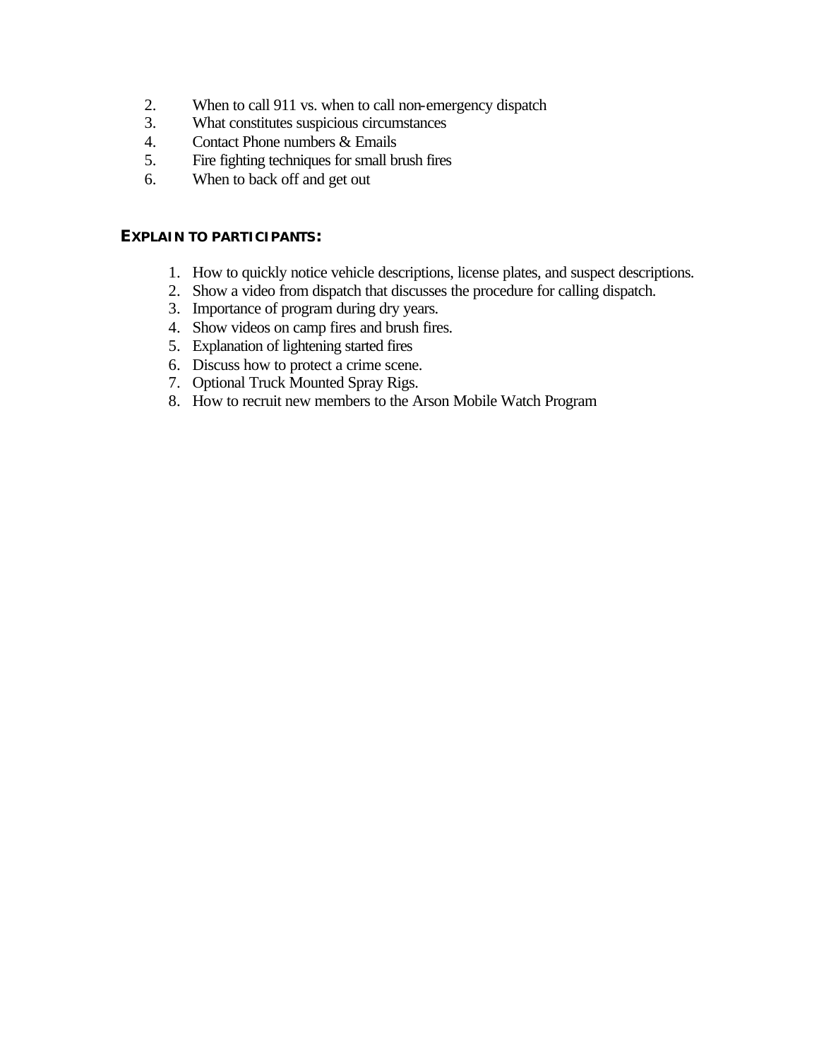2. When to call 911 vs. when to call non-emergency dispatch
3. What constitutes suspicious circumstances
4. Contact Phone numbers & Emails
5. Fire fighting techniques for small brush fires
6. When to back off and get out

**EXPLAIN TO PARTICIPANTS:**

1. How to quickly notice vehicle descriptions, license plates, and suspect descriptions.
2. Show a video from dispatch that discusses the procedure for calling dispatch.
3. Importance of program during dry years.
4. Show videos on camp fires and brush fires.
5. Explanation of lightening started fires
6. Discuss how to protect a crime scene.
7. Optional Truck Mounted Spray Rigs.
8. How to recruit new members to the Arson Mobile Watch Program